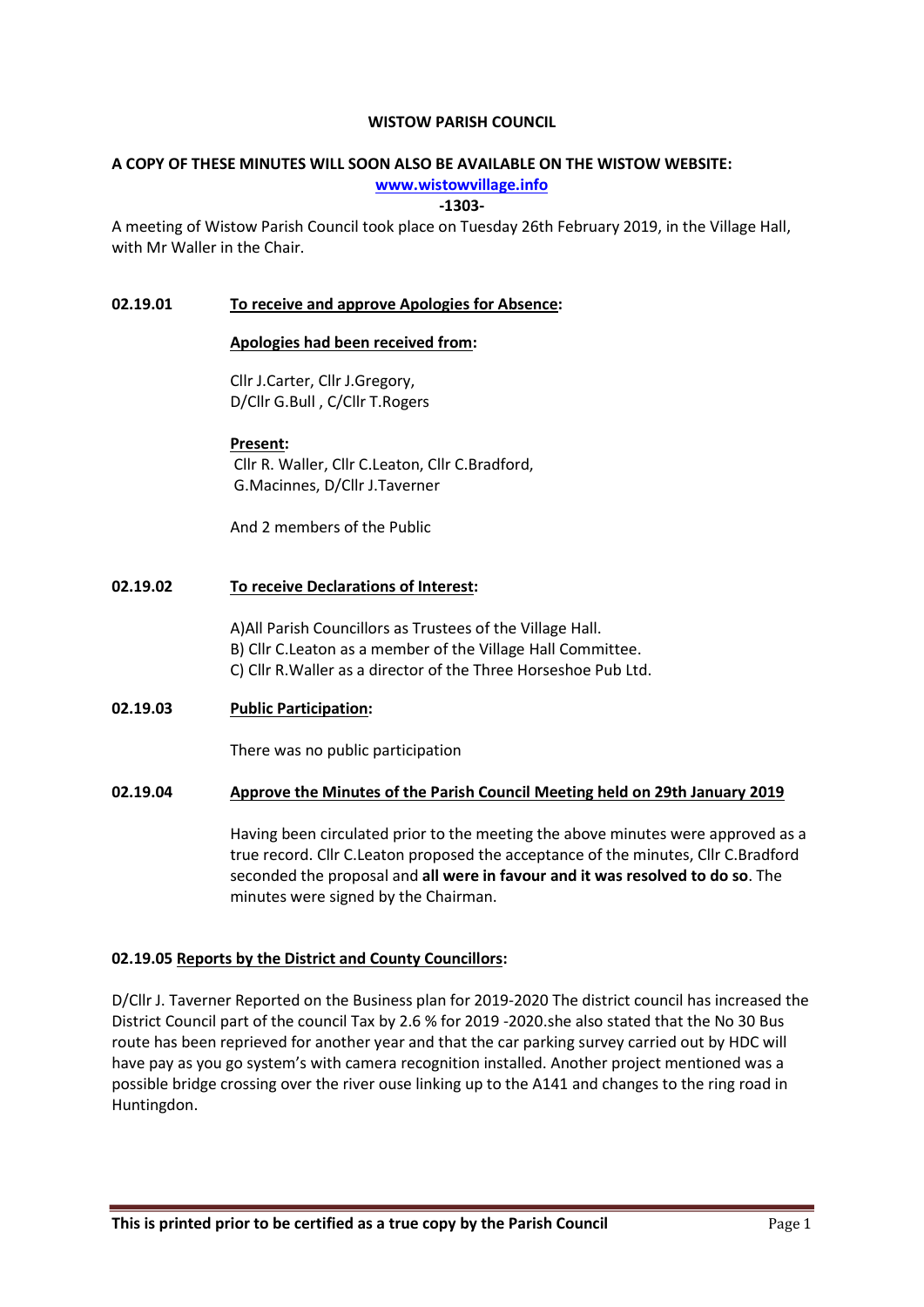**WISTOW PARISH COUNCIL**

**A COPY OF THESE MINUTES WILL SOON ALSO BE AVAILABLE ON THE WISTOW WEBSITE:**

**www.wistowvillage.info**

**-1303-**

A meeting of Wistow Parish Council took place on Tuesday 26th February 2019, in the Village Hall, with Mr Waller in the Chair.

**02.19.01** **To receive and approve Apologies for Absence:**

**Apologies had been received from:**

Cllr J.Carter, Cllr J.Gregory,
D/Cllr G.Bull , C/Cllr T.Rogers

**Present:**
Cllr R. Waller, Cllr C.Leaton, Cllr C.Bradford,
G.Macinnes, D/Cllr J.Taverner

And 2 members of the Public

**02.19.02** **To receive Declarations of Interest:**

A)All Parish Councillors as Trustees of the Village Hall.
B) Cllr C.Leaton as a member of the Village Hall Committee.
C) Cllr R.Waller as a director of the Three Horseshoe Pub Ltd.

**02.19.03** **Public Participation:**

There was no public participation

**02.19.04** **Approve the Minutes of the Parish Council Meeting held on 29th January 2019**

Having been circulated prior to the meeting the above minutes were approved as a true record. Cllr C.Leaton proposed the acceptance of the minutes, Cllr C.Bradford seconded the proposal and **all were in favour and it was resolved to do so**. The minutes were signed by the Chairman.

**02.19.05 Reports by the District and County Councillors:**

D/Cllr J. Taverner Reported on the Business plan for 2019-2020 The district council has increased the District Council part of the council Tax by 2.6 % for 2019 -2020.she also stated that the No 30 Bus route has been reprieved for another year and that the car parking survey carried out by HDC will have pay as you go system's with camera recognition installed. Another project mentioned was a possible bridge crossing over the river ouse linking up to the A141 and changes to the ring road in Huntingdon.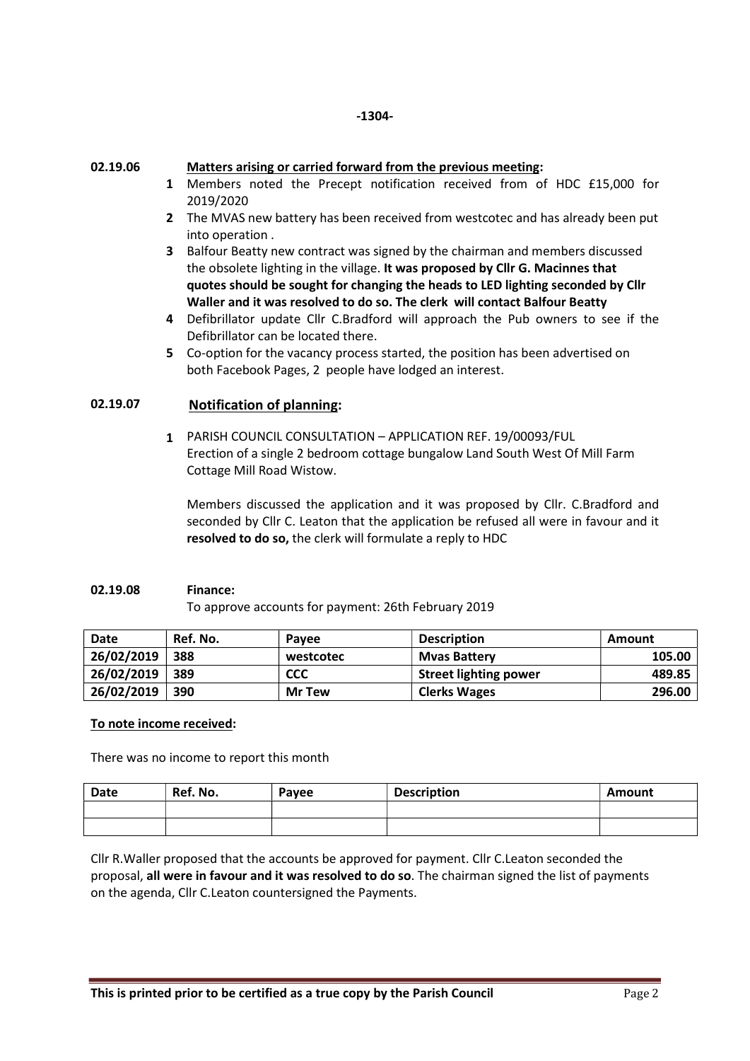-1304-

**02.19.06** **Matters arising or carried forward from the previous meeting:**

1. Members noted the Precept notification received from of HDC £15,000 for 2019/2020
2. The MVAS new battery has been received from westcotec and has already been put into operation .
3. Balfour Beatty new contract was signed by the chairman and members discussed the obsolete lighting in the village. **It was proposed by Cllr G. Macinnes that quotes should be sought for changing the heads to LED lighting seconded by Cllr Waller and it was resolved to do so. The clerk will contact Balfour Beatty**
4. Defibrillator update Cllr C.Bradford will approach the Pub owners to see if the Defibrillator can be located there.
5. Co-option for the vacancy process started, the position has been advertised on both Facebook Pages, 2 people have lodged an interest.

**02.19.07** **Notification of planning:**

1. PARISH COUNCIL CONSULTATION – APPLICATION REF. 19/00093/FUL
Erection of a single 2 bedroom cottage bungalow Land South West Of Mill Farm Cottage Mill Road Wistow.

Members discussed the application and it was proposed by Cllr. C.Bradford and seconded by Cllr C. Leaton that the application be refused all were in favour and it **resolved to do so,** the clerk will formulate a reply to HDC

**02.19.08** **Finance:**

To approve accounts for payment: 26th February 2019

| Date | Ref. No. | Payee | Description | Amount |
|---|---|---|---|---|
| 26/02/2019 | 388 | westcotec | Mvas Battery | 105.00 |
| 26/02/2019 | 389 | CCC | Street lighting power | 489.85 |
| 26/02/2019 | 390 | Mr Tew | Clerks Wages | 296.00 |

**To note income received:**

There was no income to report this month

| Date | Ref. No. | Payee | Description | Amount |
|---|---|---|---|---|
| | | | | |
| | | | | |

Cllr R.Waller proposed that the accounts be approved for payment. Cllr C.Leaton seconded the proposal, **all were in favour and it was resolved to do so**. The chairman signed the list of payments on the agenda, Cllr C.Leaton countersigned the Payments.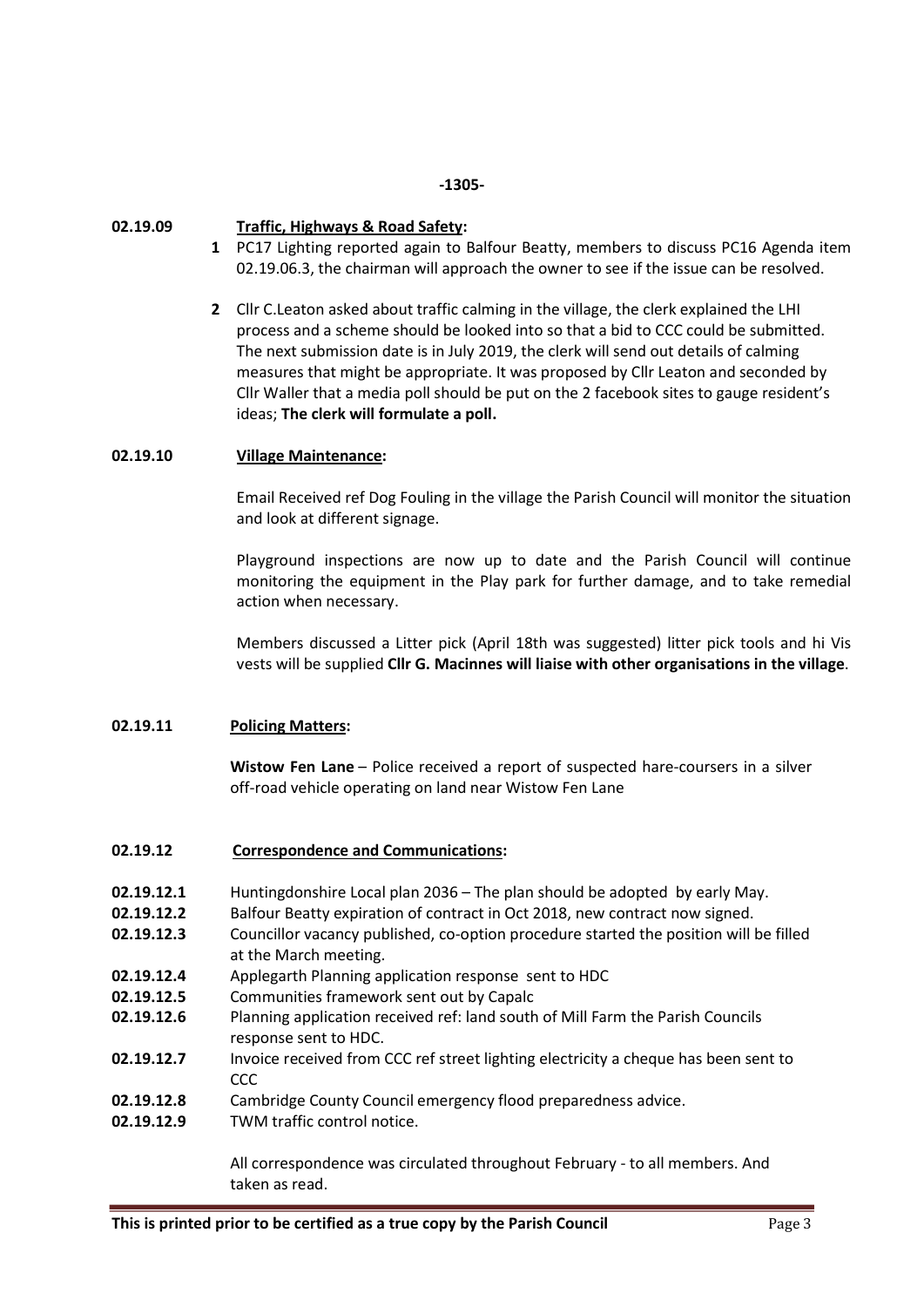-1305-

**02.19.09 Traffic, Highways & Road Safety:**

1. PC17 Lighting reported again to Balfour Beatty, members to discuss PC16 Agenda item 02.19.06.3, the chairman will approach the owner to see if the issue can be resolved.

2. Cllr C.Leaton asked about traffic calming in the village, the clerk explained the LHI process and a scheme should be looked into so that a bid to CCC could be submitted. The next submission date is in July 2019, the clerk will send out details of calming measures that might be appropriate. It was proposed by Cllr Leaton and seconded by Cllr Waller that a media poll should be put on the 2 facebook sites to gauge resident's ideas; **The clerk will formulate a poll.**

**02.19.10 Village Maintenance:**

Email Received ref Dog Fouling in the village the Parish Council will monitor the situation and look at different signage.

Playground inspections are now up to date and the Parish Council will continue monitoring the equipment in the Play park for further damage, and to take remedial action when necessary.

Members discussed a Litter pick (April 18th was suggested) litter pick tools and hi Vis vests will be supplied **Cllr G. Macinnes will liaise with other organisations in the village**.

**02.19.11 Policing Matters:**

**Wistow Fen Lane** – Police received a report of suspected hare-coursers in a silver off-road vehicle operating on land near Wistow Fen Lane

**02.19.12 Correspondence and Communications:**

**02.19.12.1** Huntingdonshire Local plan 2036 – The plan should be adopted by early May.
**02.19.12.2** Balfour Beatty expiration of contract in Oct 2018, new contract now signed.
**02.19.12.3** Councillor vacancy published, co-option procedure started the position will be filled at the March meeting.
**02.19.12.4** Applegarth Planning application response sent to HDC
**02.19.12.5** Communities framework sent out by Capalc
**02.19.12.6** Planning application received ref: land south of Mill Farm the Parish Councils response sent to HDC.
**02.19.12.7** Invoice received from CCC ref street lighting electricity a cheque has been sent to CCC
**02.19.12.8** Cambridge County Council emergency flood preparedness advice.
**02.19.12.9** TWM traffic control notice.

All correspondence was circulated throughout February - to all members. And taken as read.

**This is printed prior to be certified as a true copy by the Parish Council**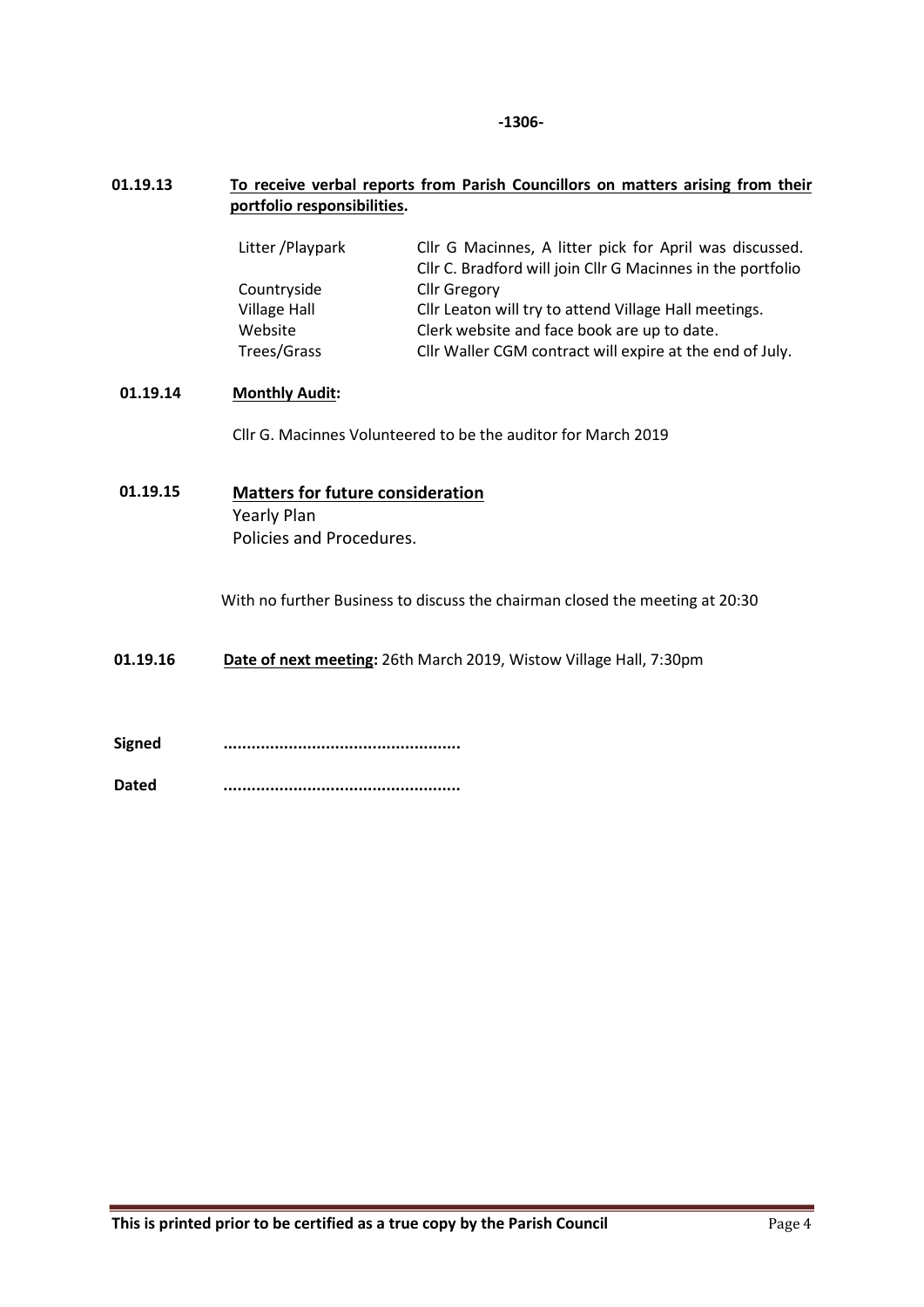-1306-

**01.19.13** **To receive verbal reports from Parish Councillors on matters arising from their portfolio responsibilities.**

| | |
|---|---|
| Litter /Playpark | Cllr G Macinnes, A litter pick for April was discussed. Cllr C. Bradford will join Cllr G Macinnes in the portfolio |
| Countryside | Cllr Gregory |
| Village Hall | Cllr Leaton will try to attend Village Hall meetings. |
| Website | Clerk website and face book are up to date. |
| Trees/Grass | Cllr Waller CGM contract will expire at the end of July. |

**01.19.14** **Monthly Audit:**

Cllr G. Macinnes Volunteered to be the auditor for March 2019

**01.19.15** **Matters for future consideration**

Yearly Plan

Policies and Procedures.

With no further Business to discuss the chairman closed the meeting at 20:30

**01.19.16** **Date of next meeting:** 26th March 2019, Wistow Village Hall, 7:30pm

**Signed** ..................................................

**Dated** ..................................................

**This is printed prior to be certified as a true copy by the Parish Council**